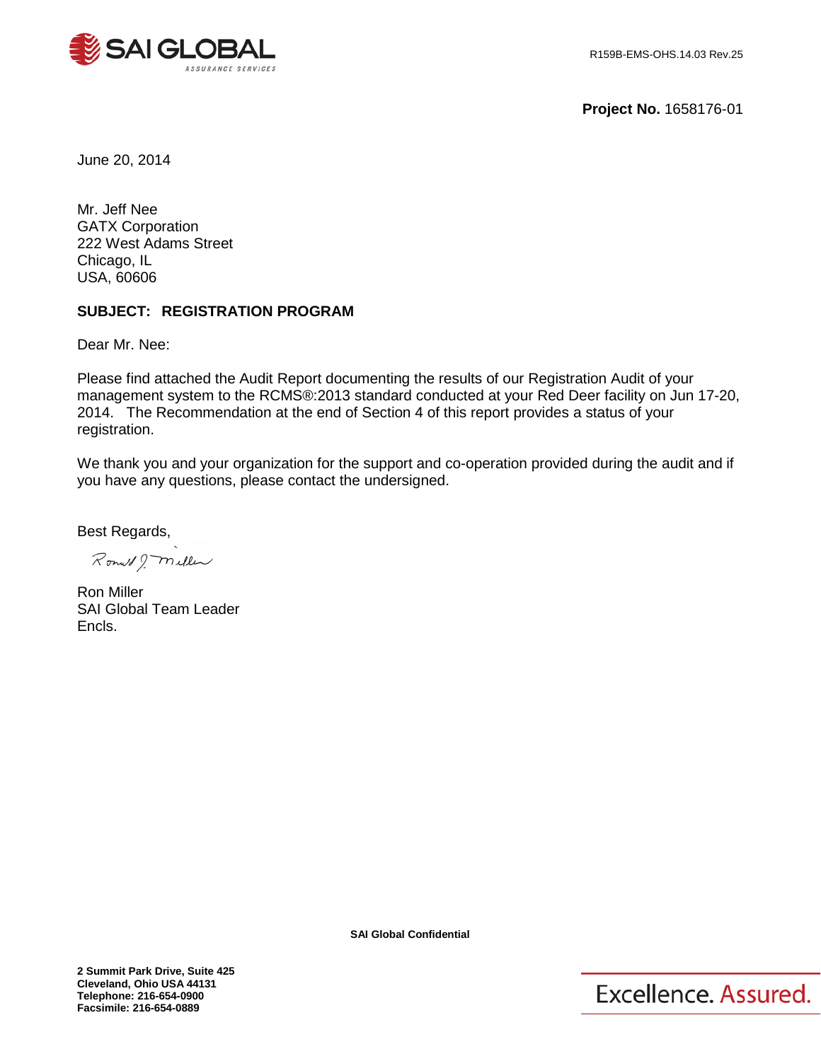SAI GLOBAL
ASSURANCE SERVICES

R159B-EMS-OHS.14.03 Rev.25

**Project No.** 1658176-01

June 20, 2014

Mr. Jeff Nee
GATX Corporation
222 West Adams Street
Chicago, IL
USA, 60606

**SUBJECT: REGISTRATION PROGRAM**

Dear Mr. Nee:

Please find attached the Audit Report documenting the results of our Registration Audit of your management system to the RCMS®:2013 standard conducted at your Red Deer facility on Jun 17-20, 2014. The Recommendation at the end of Section 4 of this report provides a status of your registration.

We thank you and your organization for the support and co-operation provided during the audit and if you have any questions, please contact the undersigned.

Best Regards,

Ronald J. Miller

Ron Miller
SAI Global Team Leader
Encls.

**SAI Global Confidential**

**2 Summit Park Drive, Suite 425**
**Cleveland, Ohio USA 44131**
**Telephone: 216-654-0900**
**Facsimile: 216-654-0889**

Excellence. Assured.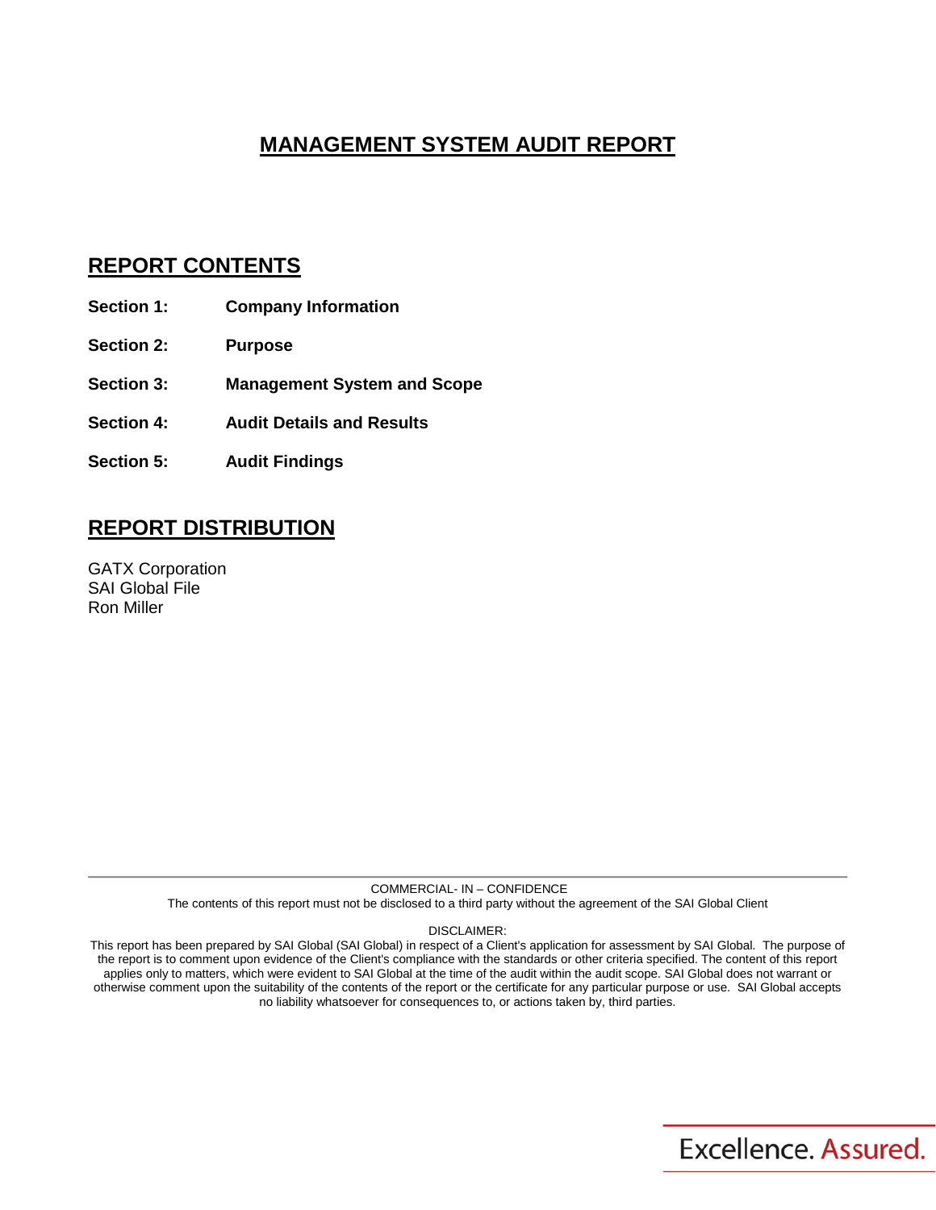# MANAGEMENT SYSTEM AUDIT REPORT

## REPORT CONTENTS

**Section 1:** **Company Information**

**Section 2:** **Purpose**

**Section 3:** **Management System and Scope**

**Section 4:** **Audit Details and Results**

**Section 5:** **Audit Findings**

## REPORT DISTRIBUTION

GATX Corporation
SAI Global File
Ron Miller

COMMERCIAL- IN – CONFIDENCE
The contents of this report must not be disclosed to a third party without the agreement of the SAI Global Client

DISCLAIMER:
This report has been prepared by SAI Global (SAI Global) in respect of a Client's application for assessment by SAI Global. The purpose of the report is to comment upon evidence of the Client's compliance with the standards or other criteria specified. The content of this report applies only to matters, which were evident to SAI Global at the time of the audit within the audit scope. SAI Global does not warrant or otherwise comment upon the suitability of the contents of the report or the certificate for any particular purpose or use. SAI Global accepts no liability whatsoever for consequences to, or actions taken by, third parties.

Excellence. Assured.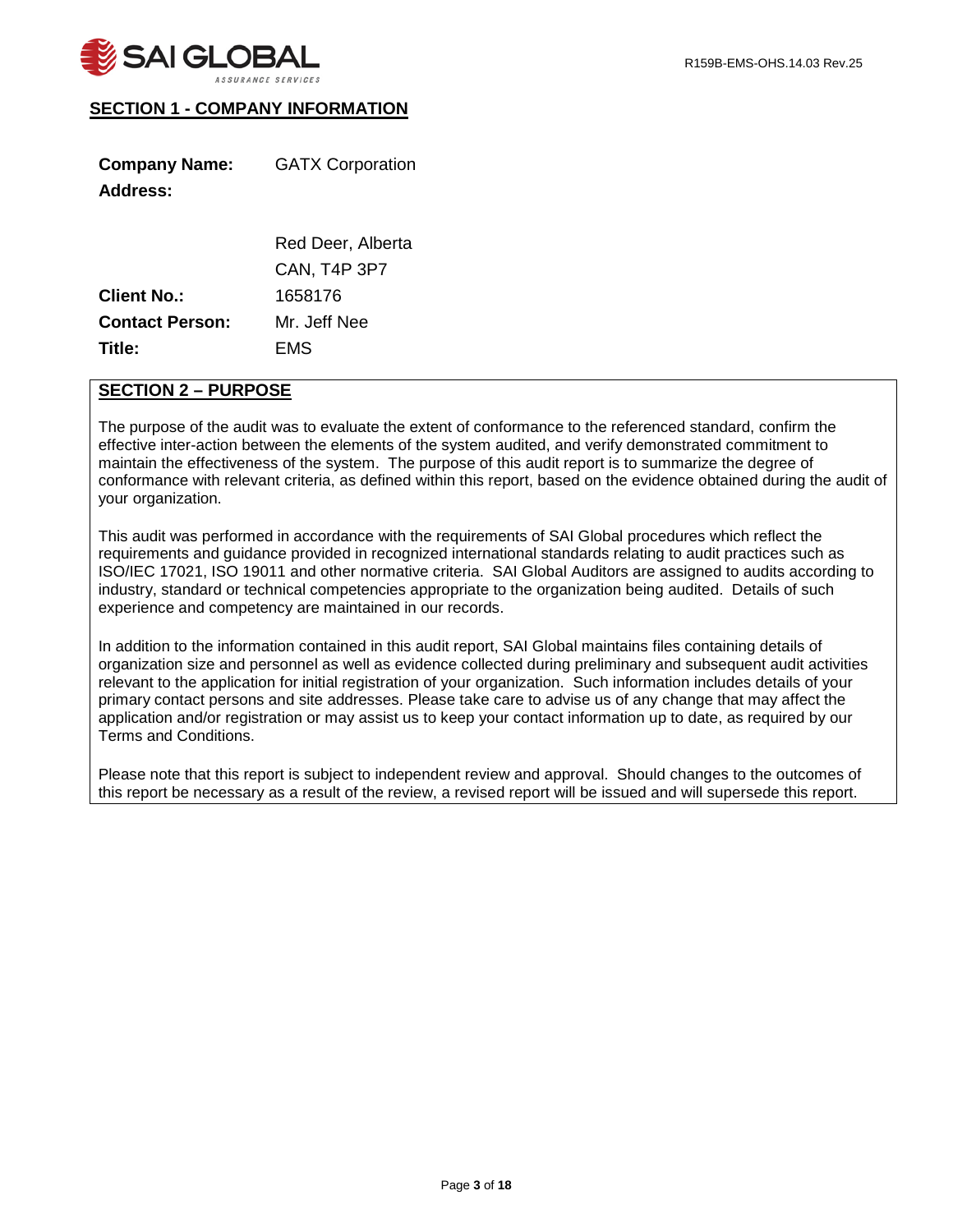## SECTION 1 - COMPANY INFORMATION

| | |
|---|---|
| **Company Name:** | GATX Corporation |
| **Address:** | |
| | Red Deer, Alberta |
| | CAN, T4P 3P7 |
| **Client No.:** | 1658176 |
| **Contact Person:** | Mr. Jeff Nee |
| **Title:** | EMS |

## SECTION 2 – PURPOSE

The purpose of the audit was to evaluate the extent of conformance to the referenced standard, confirm the effective inter-action between the elements of the system audited, and verify demonstrated commitment to maintain the effectiveness of the system. The purpose of this audit report is to summarize the degree of conformance with relevant criteria, as defined within this report, based on the evidence obtained during the audit of your organization.

This audit was performed in accordance with the requirements of SAI Global procedures which reflect the requirements and guidance provided in recognized international standards relating to audit practices such as ISO/IEC 17021, ISO 19011 and other normative criteria. SAI Global Auditors are assigned to audits according to industry, standard or technical competencies appropriate to the organization being audited. Details of such experience and competency are maintained in our records.

In addition to the information contained in this audit report, SAI Global maintains files containing details of organization size and personnel as well as evidence collected during preliminary and subsequent audit activities relevant to the application for initial registration of your organization. Such information includes details of your primary contact persons and site addresses. Please take care to advise us of any change that may affect the application and/or registration or may assist us to keep your contact information up to date, as required by our Terms and Conditions.

Please note that this report is subject to independent review and approval. Should changes to the outcomes of this report be necessary as a result of the review, a revised report will be issued and will supersede this report.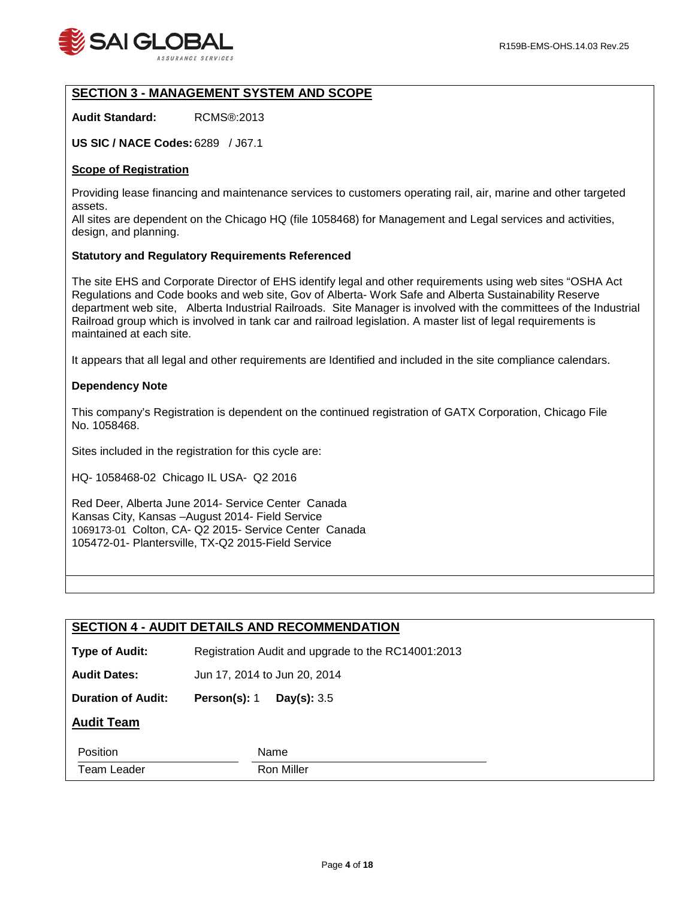## SECTION 3 - MANAGEMENT SYSTEM AND SCOPE

**Audit Standard:** RCMS®:2013

**US SIC / NACE Codes:** 6289 / J67.1

### Scope of Registration

Providing lease financing and maintenance services to customers operating rail, air, marine and other targeted assets.
All sites are dependent on the Chicago HQ (file 1058468) for Management and Legal services and activities, design, and planning.

**Statutory and Regulatory Requirements Referenced**

The site EHS and Corporate Director of EHS identify legal and other requirements using web sites "OSHA Act Regulations and Code books and web site, Gov of Alberta- Work Safe and Alberta Sustainability Reserve department web site, Alberta Industrial Railroads. Site Manager is involved with the committees of the Industrial Railroad group which is involved in tank car and railroad legislation. A master list of legal requirements is maintained at each site.

It appears that all legal and other requirements are Identified and included in the site compliance calendars.

**Dependency Note**

This company's Registration is dependent on the continued registration of GATX Corporation, Chicago File No. 1058468.

Sites included in the registration for this cycle are:

HQ- 1058468-02 Chicago IL USA- Q2 2016

Red Deer, Alberta June 2014- Service Center Canada
Kansas City, Kansas –August 2014- Field Service
1069173-01 Colton, CA- Q2 2015- Service Center Canada
105472-01- Plantersville, TX-Q2 2015-Field Service

## SECTION 4 - AUDIT DETAILS AND RECOMMENDATION

**Type of Audit:** Registration Audit and upgrade to the RC14001:2013

**Audit Dates:** Jun 17, 2014 to Jun 20, 2014

**Duration of Audit:** **Person(s):** 1 **Day(s):** 3.5

### Audit Team

| Position | Name |
|---|---|
| Team Leader | Ron Miller |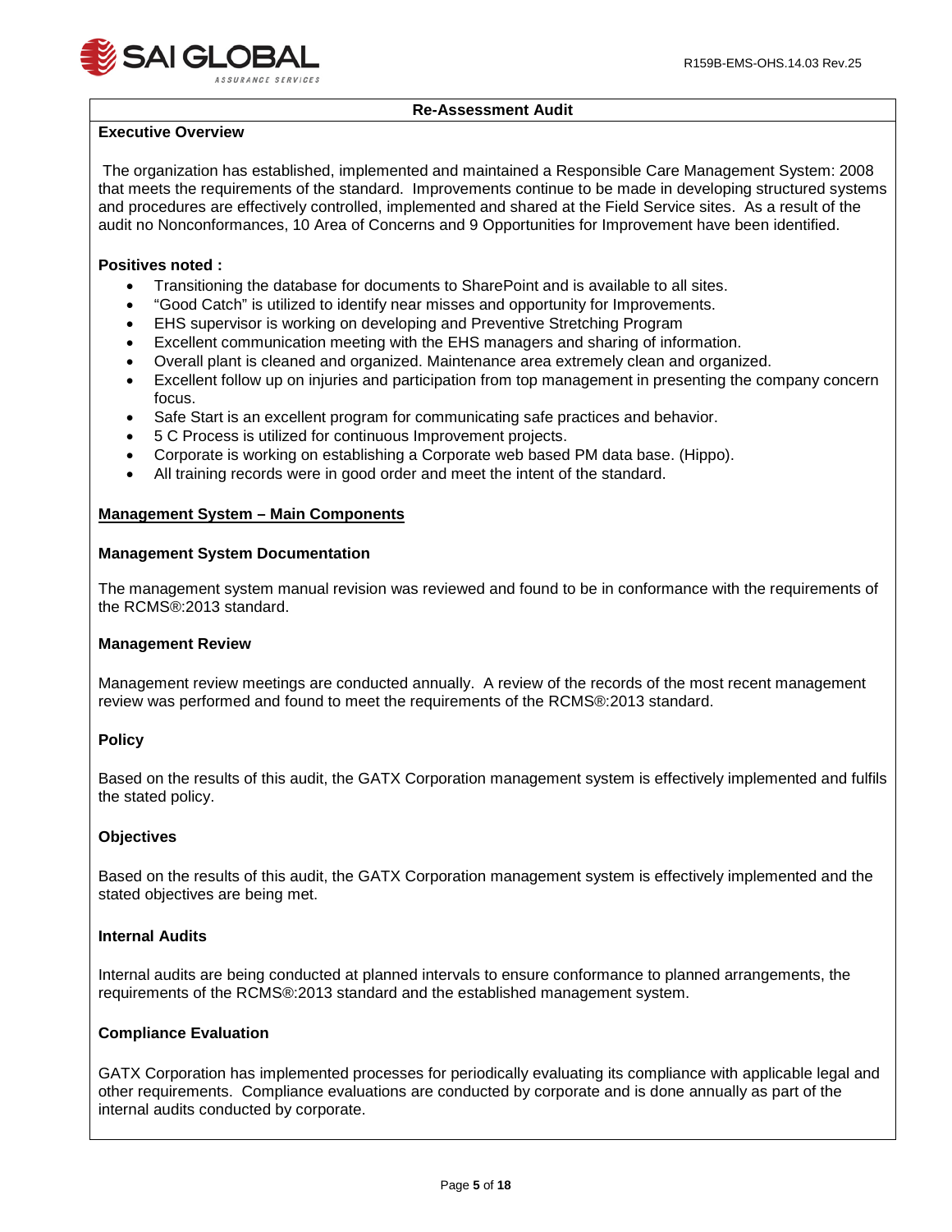## Re-Assessment Audit

### Executive Overview

The organization has established, implemented and maintained a Responsible Care Management System: 2008 that meets the requirements of the standard. Improvements continue to be made in developing structured systems and procedures are effectively controlled, implemented and shared at the Field Service sites. As a result of the audit no Nonconformances, 10 Area of Concerns and 9 Opportunities for Improvement have been identified.

**Positives noted :**

- Transitioning the database for documents to SharePoint and is available to all sites.
- "Good Catch" is utilized to identify near misses and opportunity for Improvements.
- EHS supervisor is working on developing and Preventive Stretching Program
- Excellent communication meeting with the EHS managers and sharing of information.
- Overall plant is cleaned and organized. Maintenance area extremely clean and organized.
- Excellent follow up on injuries and participation from top management in presenting the company concern focus.
- Safe Start is an excellent program for communicating safe practices and behavior.
- 5 C Process is utilized for continuous Improvement projects.
- Corporate is working on establishing a Corporate web based PM data base. (Hippo).
- All training records were in good order and meet the intent of the standard.

### Management System – Main Components

**Management System Documentation**

The management system manual revision was reviewed and found to be in conformance with the requirements of the RCMS®:2013 standard.

**Management Review**

Management review meetings are conducted annually. A review of the records of the most recent management review was performed and found to meet the requirements of the RCMS®:2013 standard.

**Policy**

Based on the results of this audit, the GATX Corporation management system is effectively implemented and fulfils the stated policy.

**Objectives**

Based on the results of this audit, the GATX Corporation management system is effectively implemented and the stated objectives are being met.

**Internal Audits**

Internal audits are being conducted at planned intervals to ensure conformance to planned arrangements, the requirements of the RCMS®:2013 standard and the established management system.

**Compliance Evaluation**

GATX Corporation has implemented processes for periodically evaluating its compliance with applicable legal and other requirements. Compliance evaluations are conducted by corporate and is done annually as part of the internal audits conducted by corporate.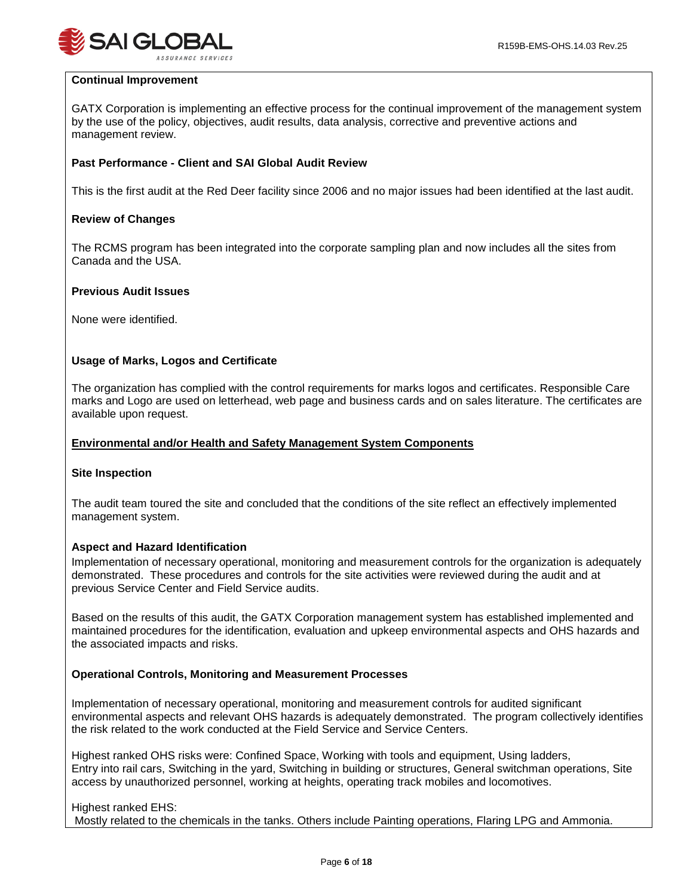**Continual Improvement**

GATX Corporation is implementing an effective process for the continual improvement of the management system by the use of the policy, objectives, audit results, data analysis, corrective and preventive actions and management review.

**Past Performance - Client and SAI Global Audit Review**

This is the first audit at the Red Deer facility since 2006 and no major issues had been identified at the last audit.

**Review of Changes**

The RCMS program has been integrated into the corporate sampling plan and now includes all the sites from Canada and the USA.

**Previous Audit Issues**

None were identified.

**Usage of Marks, Logos and Certificate**

The organization has complied with the control requirements for marks logos and certificates. Responsible Care marks and Logo are used on letterhead, web page and business cards and on sales literature. The certificates are available upon request.

**Environmental and/or Health and Safety Management System Components**

**Site Inspection**

The audit team toured the site and concluded that the conditions of the site reflect an effectively implemented management system.

**Aspect and Hazard Identification**

Implementation of necessary operational, monitoring and measurement controls for the organization is adequately demonstrated. These procedures and controls for the site activities were reviewed during the audit and at previous Service Center and Field Service audits.

Based on the results of this audit, the GATX Corporation management system has established implemented and maintained procedures for the identification, evaluation and upkeep environmental aspects and OHS hazards and the associated impacts and risks.

**Operational Controls, Monitoring and Measurement Processes**

Implementation of necessary operational, monitoring and measurement controls for audited significant environmental aspects and relevant OHS hazards is adequately demonstrated. The program collectively identifies the risk related to the work conducted at the Field Service and Service Centers.

Highest ranked OHS risks were: Confined Space, Working with tools and equipment, Using ladders, Entry into rail cars, Switching in the yard, Switching in building or structures, General switchman operations, Site access by unauthorized personnel, working at heights, operating track mobiles and locomotives.

Highest ranked EHS:
Mostly related to the chemicals in the tanks. Others include Painting operations, Flaring LPG and Ammonia.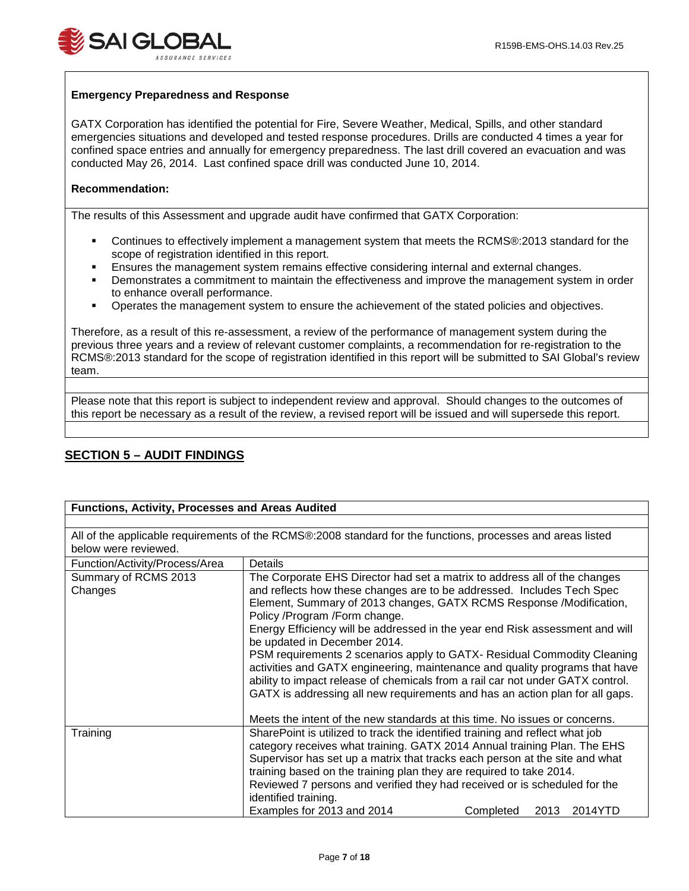**Emergency Preparedness and Response**

GATX Corporation has identified the potential for Fire, Severe Weather, Medical, Spills, and other standard emergencies situations and developed and tested response procedures. Drills are conducted 4 times a year for confined space entries and annually for emergency preparedness. The last drill covered an evacuation and was conducted May 26, 2014. Last confined space drill was conducted June 10, 2014.

**Recommendation:**

The results of this Assessment and upgrade audit have confirmed that GATX Corporation:

- Continues to effectively implement a management system that meets the RCMS®:2013 standard for the scope of registration identified in this report.
- Ensures the management system remains effective considering internal and external changes.
- Demonstrates a commitment to maintain the effectiveness and improve the management system in order to enhance overall performance.
- Operates the management system to ensure the achievement of the stated policies and objectives.

Therefore, as a result of this re-assessment, a review of the performance of management system during the previous three years and a review of relevant customer complaints, a recommendation for re-registration to the RCMS®:2013 standard for the scope of registration identified in this report will be submitted to SAI Global's review team.

Please note that this report is subject to independent review and approval. Should changes to the outcomes of this report be necessary as a result of the review, a revised report will be issued and will supersede this report.

## SECTION 5 – AUDIT FINDINGS

**Functions, Activity, Processes and Areas Audited**

All of the applicable requirements of the RCMS®:2008 standard for the functions, processes and areas listed below were reviewed.

| Function/Activity/Process/Area | Details |
|---|---|
| Summary of RCMS 2013 Changes | The Corporate EHS Director had set a matrix to address all of the changes and reflects how these changes are to be addressed. Includes Tech Spec Element, Summary of 2013 changes, GATX RCMS Response /Modification, Policy /Program /Form change.<br>Energy Efficiency will be addressed in the year end Risk assessment and will be updated in December 2014.<br>PSM requirements 2 scenarios apply to GATX- Residual Commodity Cleaning activities and GATX engineering, maintenance and quality programs that have ability to impact release of chemicals from a rail car not under GATX control. GATX is addressing all new requirements and has an action plan for all gaps.<br><br>Meets the intent of the new standards at this time. No issues or concerns. |
| Training | SharePoint is utilized to track the identified training and reflect what job category receives what training. GATX 2014 Annual training Plan. The EHS Supervisor has set up a matrix that tracks each person at the site and what training based on the training plan they are required to take 2014.<br>Reviewed 7 persons and verified they had received or is scheduled for the identified training.<br>Examples for 2013 and 2014 Completed 2013 2014YTD |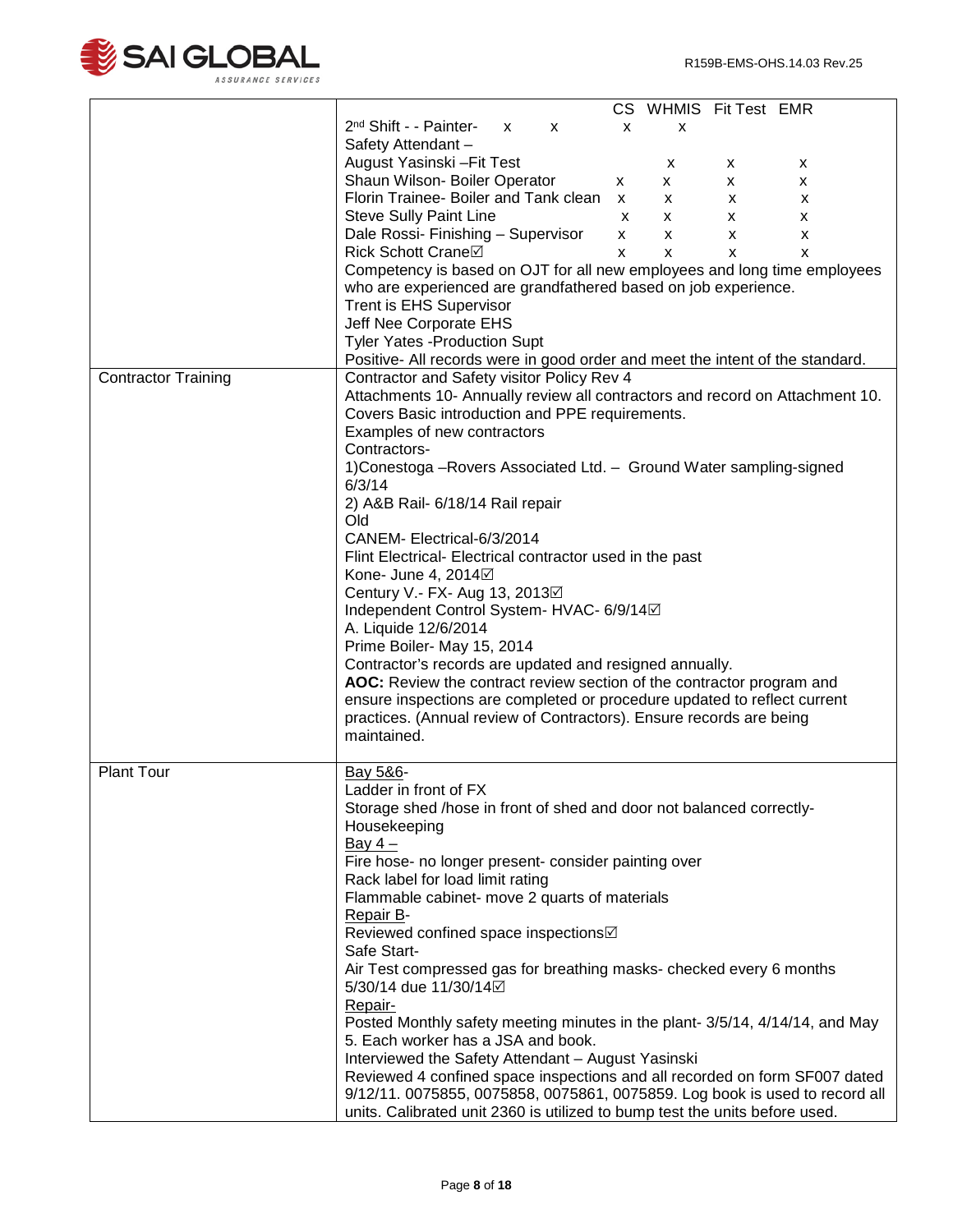| | |
|---|---|
| | CS WHMIS Fit Test EMR<br>2nd Shift - - Painter- x x x x<br>Safety Attendant –<br>August Yasinski –Fit Test x x x<br>Shaun Wilson- Boiler Operator x x x x<br>Florin Trainee- Boiler and Tank clean x x x x<br>Steve Sully Paint Line x x x x<br>Dale Rossi- Finishing – Supervisor x x x x<br>Rick Schott Crane☑ x x x x<br>Competency is based on OJT for all new employees and long time employees who are experienced are grandfathered based on job experience.<br>Trent is EHS Supervisor<br>Jeff Nee Corporate EHS<br>Tyler Yates -Production Supt<br>Positive- All records were in good order and meet the intent of the standard. |
| Contractor Training | Contractor and Safety visitor Policy Rev 4<br>Attachments 10- Annually review all contractors and record on Attachment 10.<br>Covers Basic introduction and PPE requirements.<br>Examples of new contractors<br>Contractors-<br>1)Conestoga –Rovers Associated Ltd. – Ground Water sampling-signed 6/3/14<br>2) A&B Rail- 6/18/14 Rail repair<br>Old<br>CANEM- Electrical-6/3/2014<br>Flint Electrical- Electrical contractor used in the past<br>Kone- June 4, 2014☑<br>Century V.- FX- Aug 13, 2013☑<br>Independent Control System- HVAC- 6/9/14☑<br>A. Liquide 12/6/2014<br>Prime Boiler- May 15, 2014<br>Contractor's records are updated and resigned annually.<br>**AOC:** Review the contract review section of the contractor program and ensure inspections are completed or procedure updated to reflect current practices. (Annual review of Contractors). Ensure records are being maintained. |
| Plant Tour | <u>Bay 5&6</u>-<br>Ladder in front of FX<br>Storage shed /hose in front of shed and door not balanced correctly-Housekeeping<br><u>Bay 4</u> –<br>Fire hose- no longer present- consider painting over<br>Rack label for load limit rating<br>Flammable cabinet- move 2 quarts of materials<br><u>Repair B</u>-<br>Reviewed confined space inspections☑<br>Safe Start-<br>Air Test compressed gas for breathing masks- checked every 6 months 5/30/14 due 11/30/14☑<br><u>Repair-</u><br>Posted Monthly safety meeting minutes in the plant- 3/5/14, 4/14/14, and May 5. Each worker has a JSA and book.<br>Interviewed the Safety Attendant – August Yasinski<br>Reviewed 4 confined space inspections and all recorded on form SF007 dated 9/12/11. 0075855, 0075858, 0075861, 0075859. Log book is used to record all units. Calibrated unit 2360 is utilized to bump test the units before used. |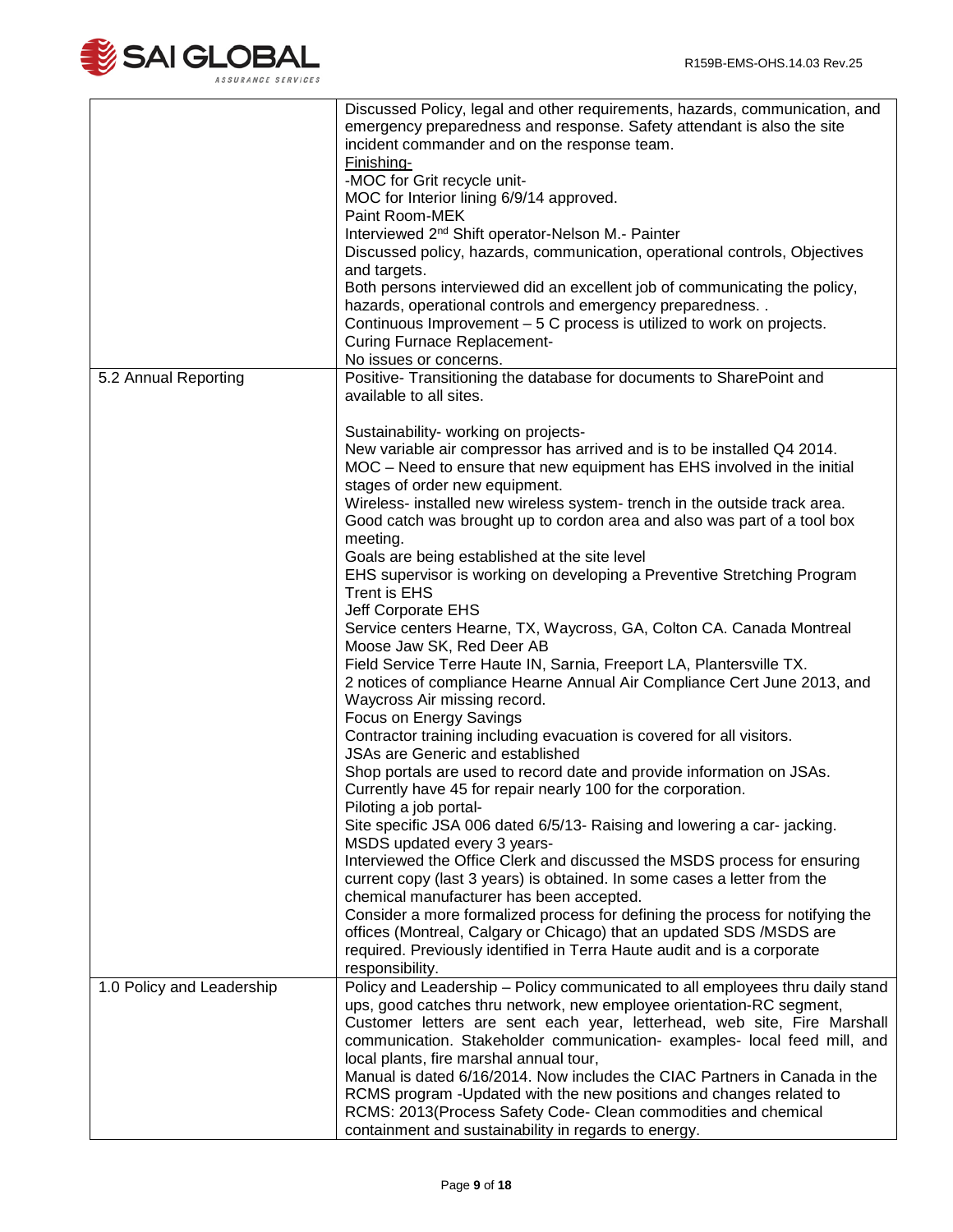| | |
|---|---|
| | Discussed Policy, legal and other requirements, hazards, communication, and emergency preparedness and response. Safety attendant is also the site incident commander and on the response team.<br>Finishing-<br>-MOC for Grit recycle unit-<br>MOC for Interior lining 6/9/14 approved.<br>Paint Room-MEK<br>Interviewed 2nd Shift operator-Nelson M.- Painter<br>Discussed policy, hazards, communication, operational controls, Objectives and targets.<br>Both persons interviewed did an excellent job of communicating the policy, hazards, operational controls and emergency preparedness. .<br>Continuous Improvement – 5 C process is utilized to work on projects.<br>Curing Furnace Replacement-<br>No issues or concerns. |
| 5.2 Annual Reporting | Positive- Transitioning the database for documents to SharePoint and available to all sites.<br><br>Sustainability- working on projects-<br>New variable air compressor has arrived and is to be installed Q4 2014.<br>MOC – Need to ensure that new equipment has EHS involved in the initial stages of order new equipment.<br>Wireless- installed new wireless system- trench in the outside track area. Good catch was brought up to cordon area and also was part of a tool box meeting.<br>Goals are being established at the site level<br>EHS supervisor is working on developing a Preventive Stretching Program<br>Trent is EHS<br>Jeff Corporate EHS<br>Service centers Hearne, TX, Waycross, GA, Colton CA. Canada Montreal Moose Jaw SK, Red Deer AB<br>Field Service Terre Haute IN, Sarnia, Freeport LA, Plantersville TX.<br>2 notices of compliance Hearne Annual Air Compliance Cert June 2013, and Waycross Air missing record.<br>Focus on Energy Savings<br>Contractor training including evacuation is covered for all visitors.<br>JSAs are Generic and established<br>Shop portals are used to record date and provide information on JSAs. Currently have 45 for repair nearly 100 for the corporation.<br>Piloting a job portal-<br>Site specific JSA 006 dated 6/5/13- Raising and lowering a car- jacking.<br>MSDS updated every 3 years-<br>Interviewed the Office Clerk and discussed the MSDS process for ensuring current copy (last 3 years) is obtained. In some cases a letter from the chemical manufacturer has been accepted.<br>Consider a more formalized process for defining the process for notifying the offices (Montreal, Calgary or Chicago) that an updated SDS /MSDS are required. Previously identified in Terra Haute audit and is a corporate responsibility. |
| 1.0 Policy and Leadership | Policy and Leadership – Policy communicated to all employees thru daily stand ups, good catches thru network, new employee orientation-RC segment, Customer letters are sent each year, letterhead, web site, Fire Marshall communication. Stakeholder communication- examples- local feed mill, and local plants, fire marshal annual tour,<br>Manual is dated 6/16/2014. Now includes the CIAC Partners in Canada in the RCMS program -Updated with the new positions and changes related to RCMS: 2013(Process Safety Code- Clean commodities and chemical containment and sustainability in regards to energy. |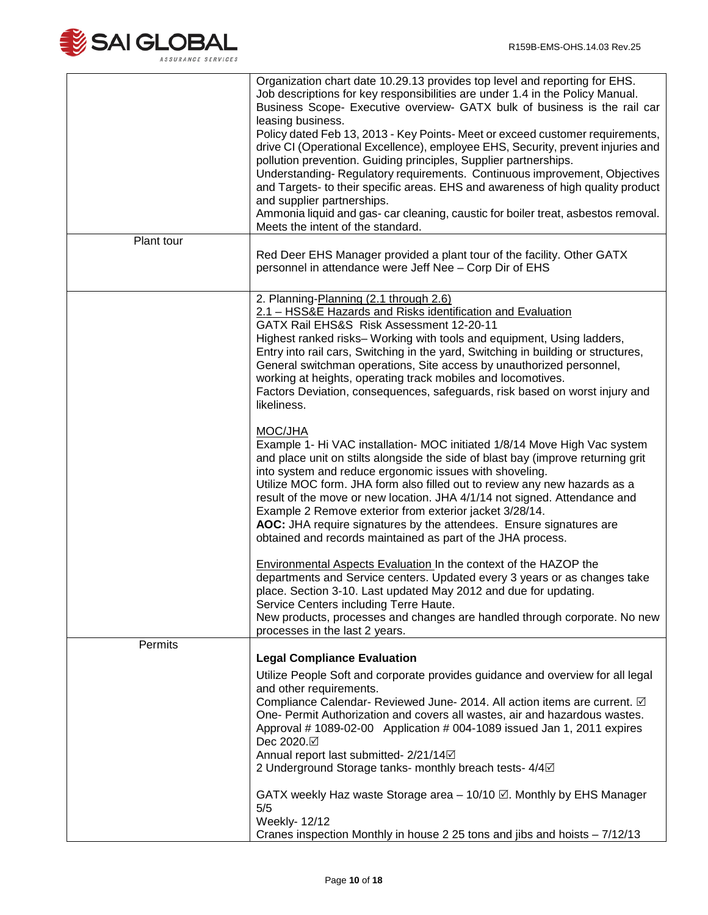| | |
|---|---|
| | Organization chart date 10.29.13 provides top level and reporting for EHS.<br>Job descriptions for key responsibilities are under 1.4 in the Policy Manual.<br>Business Scope- Executive overview- GATX bulk of business is the rail car leasing business.<br>Policy dated Feb 13, 2013 - Key Points- Meet or exceed customer requirements, drive CI (Operational Excellence), employee EHS, Security, prevent injuries and pollution prevention. Guiding principles, Supplier partnerships.<br>Understanding- Regulatory requirements. Continuous improvement, Objectives and Targets- to their specific areas. EHS and awareness of high quality product and supplier partnerships.<br>Ammonia liquid and gas- car cleaning, caustic for boiler treat, asbestos removal.<br>Meets the intent of the standard. |
| Plant tour | Red Deer EHS Manager provided a plant tour of the facility. Other GATX personnel in attendance were Jeff Nee – Corp Dir of EHS |
| | 2. Planning-<u>Planning (2.1 through 2.6)</u><br><u>2.1 – HSS&E Hazards and Risks identification and Evaluation</u><br>GATX Rail EHS&S Risk Assessment 12-20-11<br>Highest ranked risks– Working with tools and equipment, Using ladders, Entry into rail cars, Switching in the yard, Switching in building or structures, General switchman operations, Site access by unauthorized personnel, working at heights, operating track mobiles and locomotives.<br>Factors Deviation, consequences, safeguards, risk based on worst injury and likeliness.<br><br><u>MOC/JHA</u><br>Example 1- Hi VAC installation- MOC initiated 1/8/14 Move High Vac system and place unit on stilts alongside the side of blast bay (improve returning grit into system and reduce ergonomic issues with shoveling.<br>Utilize MOC form. JHA form also filled out to review any new hazards as a result of the move or new location. JHA 4/1/14 not signed. Attendance and Example 2 Remove exterior from exterior jacket 3/28/14.<br>**AOC:** JHA require signatures by the attendees. Ensure signatures are obtained and records maintained as part of the JHA process.<br><br><u>Environmental Aspects Evaluation</u> In the context of the HAZOP the departments and Service centers. Updated every 3 years or as changes take place. Section 3-10. Last updated May 2012 and due for updating.<br>Service Centers including Terre Haute.<br>New products, processes and changes are handled through corporate. No new processes in the last 2 years. |
| Permits | **Legal Compliance Evaluation**<br>Utilize People Soft and corporate provides guidance and overview for all legal and other requirements.<br>Compliance Calendar- Reviewed June- 2014. All action items are current. ☑<br>One- Permit Authorization and covers all wastes, air and hazardous wastes.<br>Approval # 1089-02-00 Application # 004-1089 issued Jan 1, 2011 expires Dec 2020.☑<br>Annual report last submitted- 2/21/14☑<br>2 Underground Storage tanks- monthly breach tests- 4/4☑<br><br>GATX weekly Haz waste Storage area – 10/10 ☑. Monthly by EHS Manager 5/5<br>Weekly- 12/12<br>Cranes inspection Monthly in house 2 25 tons and jibs and hoists – 7/12/13 |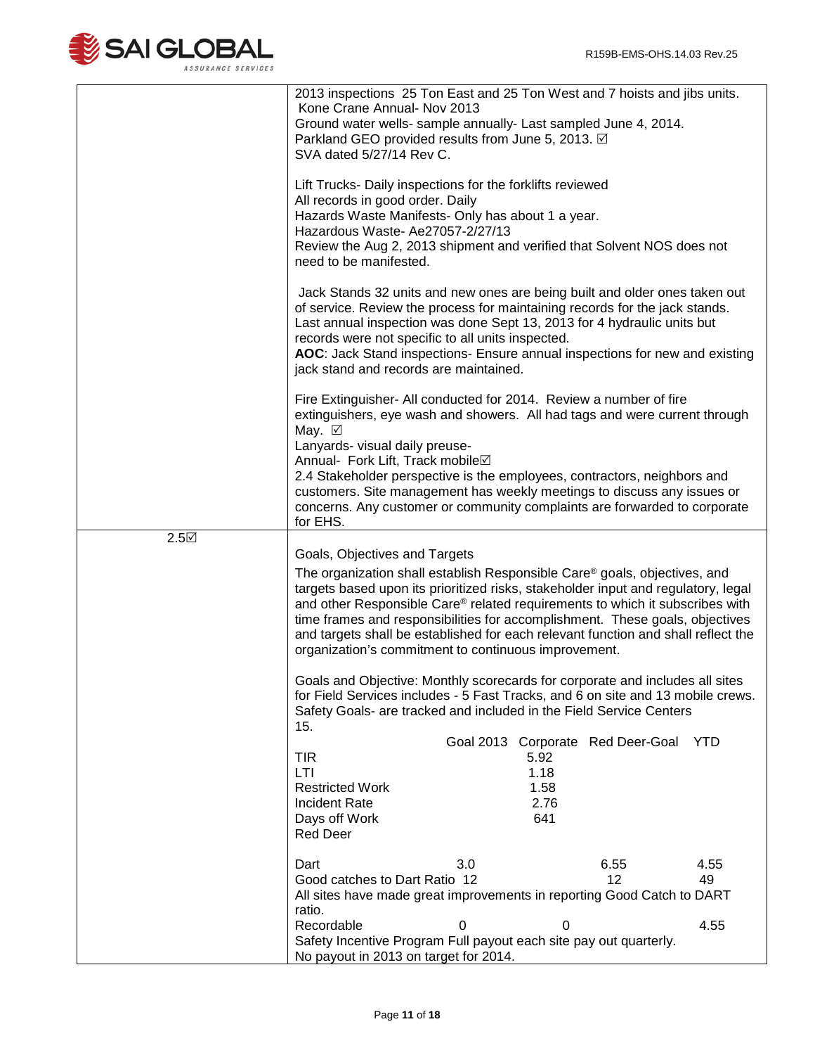| | |
|---|---|
| | 2013 inspections 25 Ton East and 25 Ton West and 7 hoists and jibs units.<br>Kone Crane Annual- Nov 2013<br>Ground water wells- sample annually- Last sampled June 4, 2014.<br>Parkland GEO provided results from June 5, 2013. ☑<br>SVA dated 5/27/14 Rev C.<br><br>Lift Trucks- Daily inspections for the forklifts reviewed<br>All records in good order. Daily<br>Hazards Waste Manifests- Only has about 1 a year.<br>Hazardous Waste- Ae27057-2/27/13<br>Review the Aug 2, 2013 shipment and verified that Solvent NOS does not need to be manifested.<br><br>Jack Stands 32 units and new ones are being built and older ones taken out of service. Review the process for maintaining records for the jack stands. Last annual inspection was done Sept 13, 2013 for 4 hydraulic units but records were not specific to all units inspected.<br>**AOC**: Jack Stand inspections- Ensure annual inspections for new and existing jack stand and records are maintained.<br><br>Fire Extinguisher- All conducted for 2014. Review a number of fire extinguishers, eye wash and showers. All had tags and were current through May. ☑<br>Lanyards- visual daily preuse-<br>Annual- Fork Lift, Track mobile☑<br>2.4 Stakeholder perspective is the employees, contractors, neighbors and customers. Site management has weekly meetings to discuss any issues or concerns. Any customer or community complaints are forwarded to corporate for EHS. |
| 2.5☑ | Goals, Objectives and Targets<br><br>The organization shall establish Responsible Care® goals, objectives, and targets based upon its prioritized risks, stakeholder input and regulatory, legal and other Responsible Care® related requirements to which it subscribes with time frames and responsibilities for accomplishment. These goals, objectives and targets shall be established for each relevant function and shall reflect the organization's commitment to continuous improvement.<br><br>Goals and Objective: Monthly scorecards for corporate and includes all sites for Field Services includes - 5 Fast Tracks, and 6 on site and 13 mobile crews. Safety Goals- are tracked and included in the Field Service Centers 15. |

| | Goal 2013 | Corporate | Red Deer-Goal | YTD |
|---|---|---|---|---|
| TIR | | 5.92 | | |
| LTI | | 1.18 | | |
| Restricted Work | | 1.58 | | |
| Incident Rate | | 2.76 | | |
| Days off Work | | 641 | | |
| Red Deer | | | | |
| Dart | 3.0 | | 6.55 | 4.55 |
| Good catches to Dart Ratio | 12 | | 12 | 49 |
| All sites have made great improvements in reporting Good Catch to DART ratio. | | | | |
| Recordable | 0 | 0 | | 4.55 |

Safety Incentive Program Full payout each site pay out quarterly.
No payout in 2013 on target for 2014.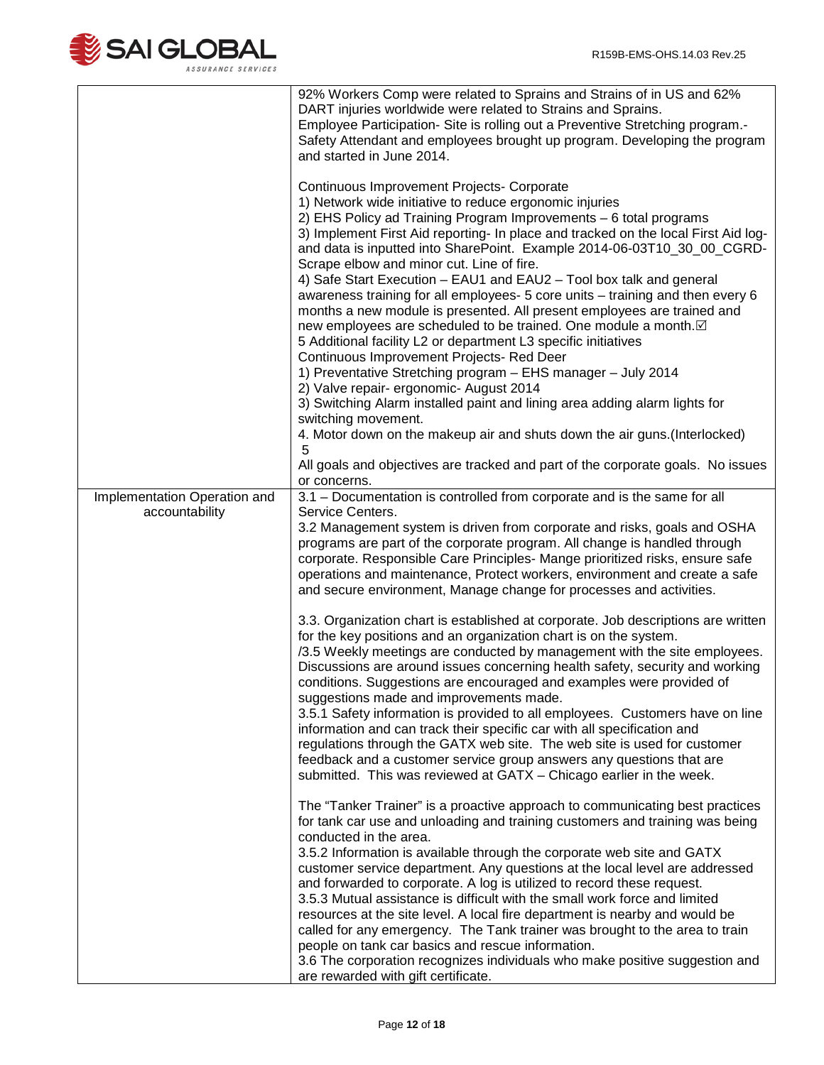| | |
|---|---|
| | 92% Workers Comp were related to Sprains and Strains of in US and 62% DART injuries worldwide were related to Strains and Sprains.<br>Employee Participation- Site is rolling out a Preventive Stretching program.- Safety Attendant and employees brought up program. Developing the program and started in June 2014.<br><br>Continuous Improvement Projects- Corporate<br>1) Network wide initiative to reduce ergonomic injuries<br>2) EHS Policy ad Training Program Improvements – 6 total programs<br>3) Implement First Aid reporting- In place and tracked on the local First Aid log- and data is inputted into SharePoint. Example 2014-06-03T10_30_00_CGRD- Scrape elbow and minor cut. Line of fire.<br>4) Safe Start Execution – EAU1 and EAU2 – Tool box talk and general awareness training for all employees- 5 core units – training and then every 6 months a new module is presented. All present employees are trained and new employees are scheduled to be trained. One module a month.☑<br>5 Additional facility L2 or department L3 specific initiatives<br>Continuous Improvement Projects- Red Deer<br>1) Preventative Stretching program – EHS manager – July 2014<br>2) Valve repair- ergonomic- August 2014<br>3) Switching Alarm installed paint and lining area adding alarm lights for switching movement.<br>4. Motor down on the makeup air and shuts down the air guns.(Interlocked)<br>5<br>All goals and objectives are tracked and part of the corporate goals. No issues or concerns. |
| Implementation Operation and accountability | 3.1 – Documentation is controlled from corporate and is the same for all Service Centers.<br>3.2 Management system is driven from corporate and risks, goals and OSHA programs are part of the corporate program. All change is handled through corporate. Responsible Care Principles- Mange prioritized risks, ensure safe operations and maintenance, Protect workers, environment and create a safe and secure environment, Manage change for processes and activities.<br><br>3.3. Organization chart is established at corporate. Job descriptions are written for the key positions and an organization chart is on the system.<br>/3.5 Weekly meetings are conducted by management with the site employees. Discussions are around issues concerning health safety, security and working conditions. Suggestions are encouraged and examples were provided of suggestions made and improvements made.<br>3.5.1 Safety information is provided to all employees. Customers have on line information and can track their specific car with all specification and regulations through the GATX web site. The web site is used for customer feedback and a customer service group answers any questions that are submitted. This was reviewed at GATX – Chicago earlier in the week.<br><br>The "Tanker Trainer" is a proactive approach to communicating best practices for tank car use and unloading and training customers and training was being conducted in the area.<br>3.5.2 Information is available through the corporate web site and GATX customer service department. Any questions at the local level are addressed and forwarded to corporate. A log is utilized to record these request.<br>3.5.3 Mutual assistance is difficult with the small work force and limited resources at the site level. A local fire department is nearby and would be called for any emergency. The Tank trainer was brought to the area to train people on tank car basics and rescue information.<br>3.6 The corporation recognizes individuals who make positive suggestion and are rewarded with gift certificate. |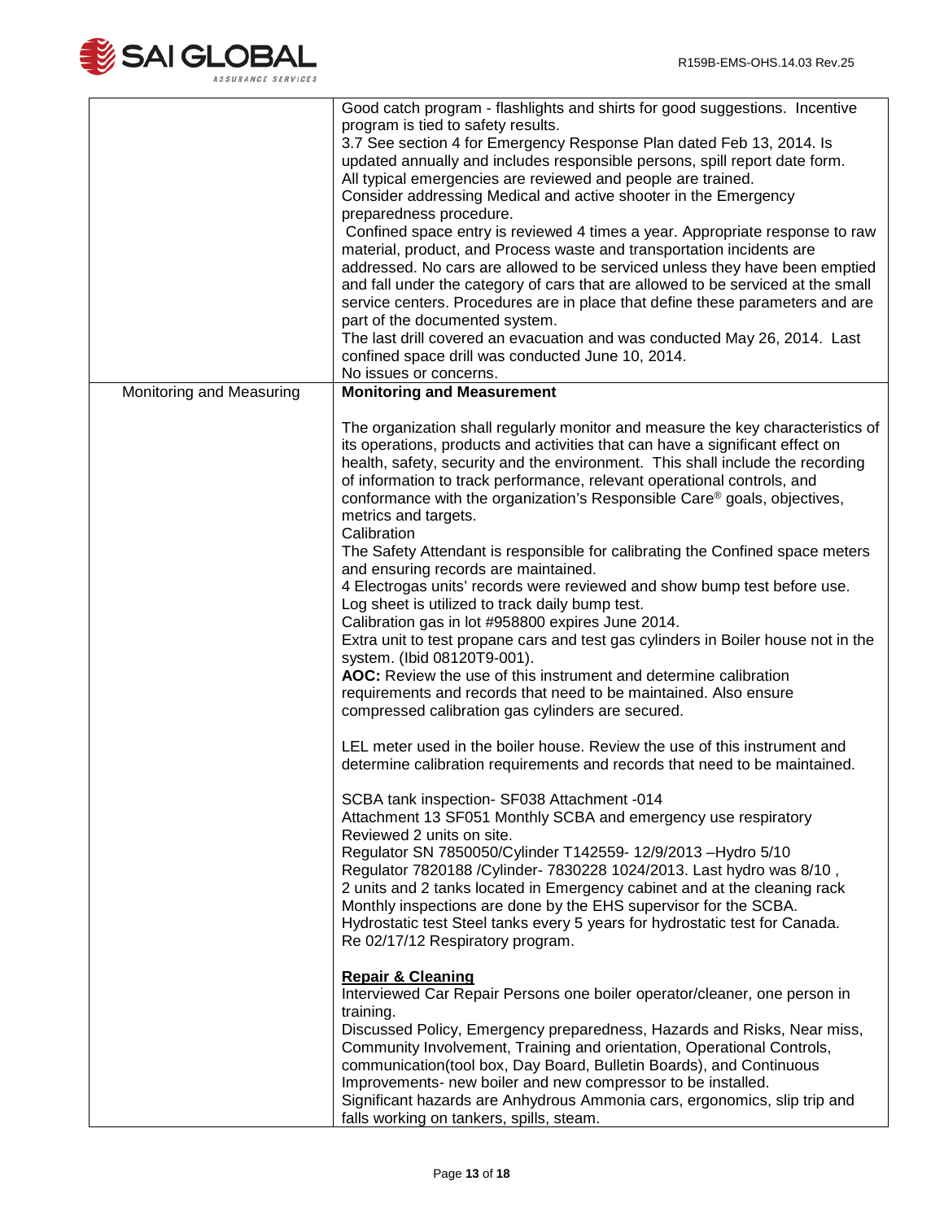| | |
|---|---|
| | Good catch program - flashlights and shirts for good suggestions. Incentive program is tied to safety results.<br>3.7 See section 4 for Emergency Response Plan dated Feb 13, 2014. Is updated annually and includes responsible persons, spill report date form. All typical emergencies are reviewed and people are trained.<br>Consider addressing Medical and active shooter in the Emergency preparedness procedure.<br>Confined space entry is reviewed 4 times a year. Appropriate response to raw material, product, and Process waste and transportation incidents are addressed. No cars are allowed to be serviced unless they have been emptied and fall under the category of cars that are allowed to be serviced at the small service centers. Procedures are in place that define these parameters and are part of the documented system.<br>The last drill covered an evacuation and was conducted May 26, 2014. Last confined space drill was conducted June 10, 2014.<br>No issues or concerns. |
| Monitoring and Measuring | **Monitoring and Measurement**<br><br>The organization shall regularly monitor and measure the key characteristics of its operations, products and activities that can have a significant effect on health, safety, security and the environment. This shall include the recording of information to track performance, relevant operational controls, and conformance with the organization's Responsible Care® goals, objectives, metrics and targets.<br>Calibration<br>The Safety Attendant is responsible for calibrating the Confined space meters and ensuring records are maintained.<br>4 Electrogas units' records were reviewed and show bump test before use. Log sheet is utilized to track daily bump test.<br>Calibration gas in lot #958800 expires June 2014.<br>Extra unit to test propane cars and test gas cylinders in Boiler house not in the system. (Ibid 08120T9-001).<br>**AOC:** Review the use of this instrument and determine calibration requirements and records that need to be maintained. Also ensure compressed calibration gas cylinders are secured.<br><br>LEL meter used in the boiler house. Review the use of this instrument and determine calibration requirements and records that need to be maintained.<br><br>SCBA tank inspection- SF038 Attachment -014<br>Attachment 13 SF051 Monthly SCBA and emergency use respiratory<br>Reviewed 2 units on site.<br>Regulator SN 7850050/Cylinder T142559- 12/9/2013 –Hydro 5/10<br>Regulator 7820188 /Cylinder- 7830228 1024/2013. Last hydro was 8/10 ,<br>2 units and 2 tanks located in Emergency cabinet and at the cleaning rack<br>Monthly inspections are done by the EHS supervisor for the SCBA.<br>Hydrostatic test Steel tanks every 5 years for hydrostatic test for Canada.<br>Re 02/17/12 Respiratory program.<br><br>**Repair & Cleaning**<br>Interviewed Car Repair Persons one boiler operator/cleaner, one person in training.<br>Discussed Policy, Emergency preparedness, Hazards and Risks, Near miss, Community Involvement, Training and orientation, Operational Controls, communication(tool box, Day Board, Bulletin Boards), and Continuous Improvements- new boiler and new compressor to be installed.<br>Significant hazards are Anhydrous Ammonia cars, ergonomics, slip trip and falls working on tankers, spills, steam. |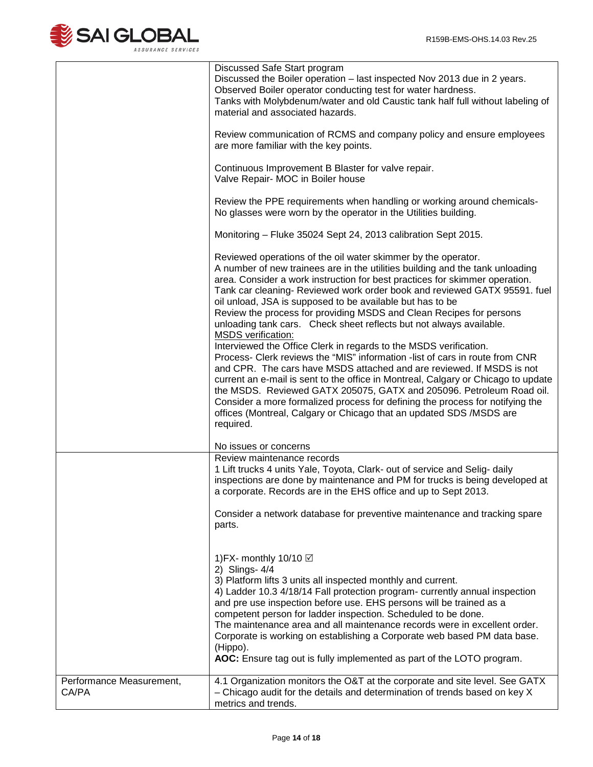| | |
|---|---|
| | Discussed Safe Start program<br>Discussed the Boiler operation – last inspected Nov 2013 due in 2 years.<br>Observed Boiler operator conducting test for water hardness.<br>Tanks with Molybdenum/water and old Caustic tank half full without labeling of material and associated hazards.<br><br>Review communication of RCMS and company policy and ensure employees are more familiar with the key points.<br><br>Continuous Improvement B Blaster for valve repair.<br>Valve Repair- MOC in Boiler house<br><br>Review the PPE requirements when handling or working around chemicals- No glasses were worn by the operator in the Utilities building.<br><br>Monitoring – Fluke 35024 Sept 24, 2013 calibration Sept 2015.<br><br>Reviewed operations of the oil water skimmer by the operator.<br>A number of new trainees are in the utilities building and the tank unloading area. Consider a work instruction for best practices for skimmer operation.<br>Tank car cleaning- Reviewed work order book and reviewed GATX 95591. fuel oil unload, JSA is supposed to be available but has to be<br>Review the process for providing MSDS and Clean Recipes for persons unloading tank cars. Check sheet reflects but not always available.<br>MSDS verification:<br>Interviewed the Office Clerk in regards to the MSDS verification.<br>Process- Clerk reviews the "MIS" information -list of cars in route from CNR and CPR. The cars have MSDS attached and are reviewed. If MSDS is not current an e-mail is sent to the office in Montreal, Calgary or Chicago to update the MSDS. Reviewed GATX 205075, GATX and 205096. Petroleum Road oil. Consider a more formalized process for defining the process for notifying the offices (Montreal, Calgary or Chicago that an updated SDS /MSDS are required.<br><br>No issues or concerns |
| | Review maintenance records<br>1 Lift trucks 4 units Yale, Toyota, Clark- out of service and Selig- daily inspections are done by maintenance and PM for trucks is being developed at a corporate. Records are in the EHS office and up to Sept 2013.<br><br>Consider a network database for preventive maintenance and tracking spare parts.<br><br>1)FX- monthly 10/10 ☑<br>2) Slings- 4/4<br>3) Platform lifts 3 units all inspected monthly and current.<br>4) Ladder 10.3 4/18/14 Fall protection program- currently annual inspection and pre use inspection before use. EHS persons will be trained as a competent person for ladder inspection. Scheduled to be done.<br>The maintenance area and all maintenance records were in excellent order.<br>Corporate is working on establishing a Corporate web based PM data base. (Hippo).<br>**AOC:** Ensure tag out is fully implemented as part of the LOTO program. |
| Performance Measurement, CA/PA | 4.1 Organization monitors the O&T at the corporate and site level. See GATX – Chicago audit for the details and determination of trends based on key X metrics and trends. |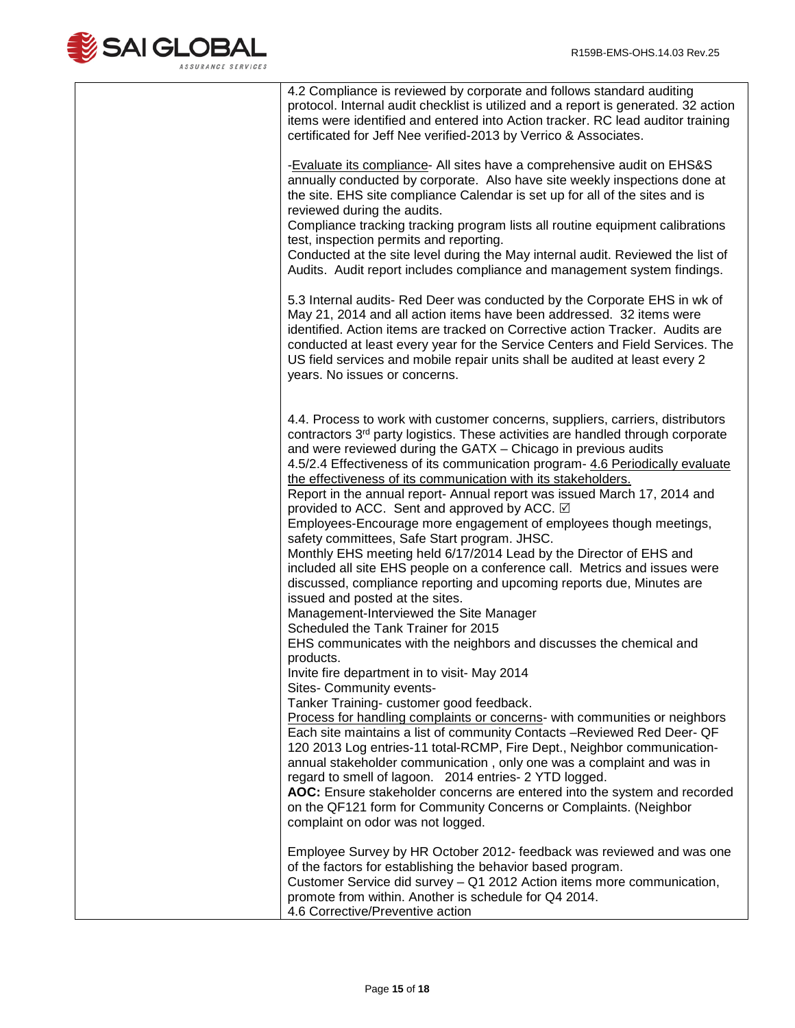| | |
|---|---|
| | 4.2 Compliance is reviewed by corporate and follows standard auditing protocol. Internal audit checklist is utilized and a report is generated. 32 action items were identified and entered into Action tracker. RC lead auditor training certificated for Jeff Nee verified-2013 by Verrico & Associates.<br><br>-<u>Evaluate its compliance</u>- All sites have a comprehensive audit on EHS&S annually conducted by corporate. Also have site weekly inspections done at the site. EHS site compliance Calendar is set up for all of the sites and is reviewed during the audits.<br>Compliance tracking tracking program lists all routine equipment calibrations test, inspection permits and reporting.<br>Conducted at the site level during the May internal audit. Reviewed the list of Audits. Audit report includes compliance and management system findings.<br><br>5.3 Internal audits- Red Deer was conducted by the Corporate EHS in wk of May 21, 2014 and all action items have been addressed. 32 items were identified. Action items are tracked on Corrective action Tracker. Audits are conducted at least every year for the Service Centers and Field Services. The US field services and mobile repair units shall be audited at least every 2 years. No issues or concerns.<br><br><br>4.4. Process to work with customer concerns, suppliers, carriers, distributors contractors 3rd party logistics. These activities are handled through corporate and were reviewed during the GATX – Chicago in previous audits<br>4.5/2.4 Effectiveness of its communication program- <u>4.6 Periodically evaluate the effectiveness of its communication with its stakeholders.</u><br>Report in the annual report- Annual report was issued March 17, 2014 and provided to ACC. Sent and approved by ACC. ☑<br>Employees-Encourage more engagement of employees though meetings, safety committees, Safe Start program. JHSC.<br>Monthly EHS meeting held 6/17/2014 Lead by the Director of EHS and included all site EHS people on a conference call. Metrics and issues were discussed, compliance reporting and upcoming reports due, Minutes are issued and posted at the sites.<br>Management-Interviewed the Site Manager<br>Scheduled the Tank Trainer for 2015<br>EHS communicates with the neighbors and discusses the chemical and products.<br>Invite fire department in to visit- May 2014<br>Sites- Community events-<br>Tanker Training- customer good feedback.<br><u>Process for handling complaints or concerns</u>- with communities or neighbors Each site maintains a list of community Contacts –Reviewed Red Deer- QF 120 2013 Log entries-11 total-RCMP, Fire Dept., Neighbor communication-annual stakeholder communication , only one was a complaint and was in regard to smell of lagoon. 2014 entries- 2 YTD logged.<br>**AOC:** Ensure stakeholder concerns are entered into the system and recorded on the QF121 form for Community Concerns or Complaints. (Neighbor complaint on odor was not logged.<br><br>Employee Survey by HR October 2012- feedback was reviewed and was one of the factors for establishing the behavior based program.<br>Customer Service did survey – Q1 2012 Action items more communication, promote from within. Another is schedule for Q4 2014.<br>4.6 Corrective/Preventive action |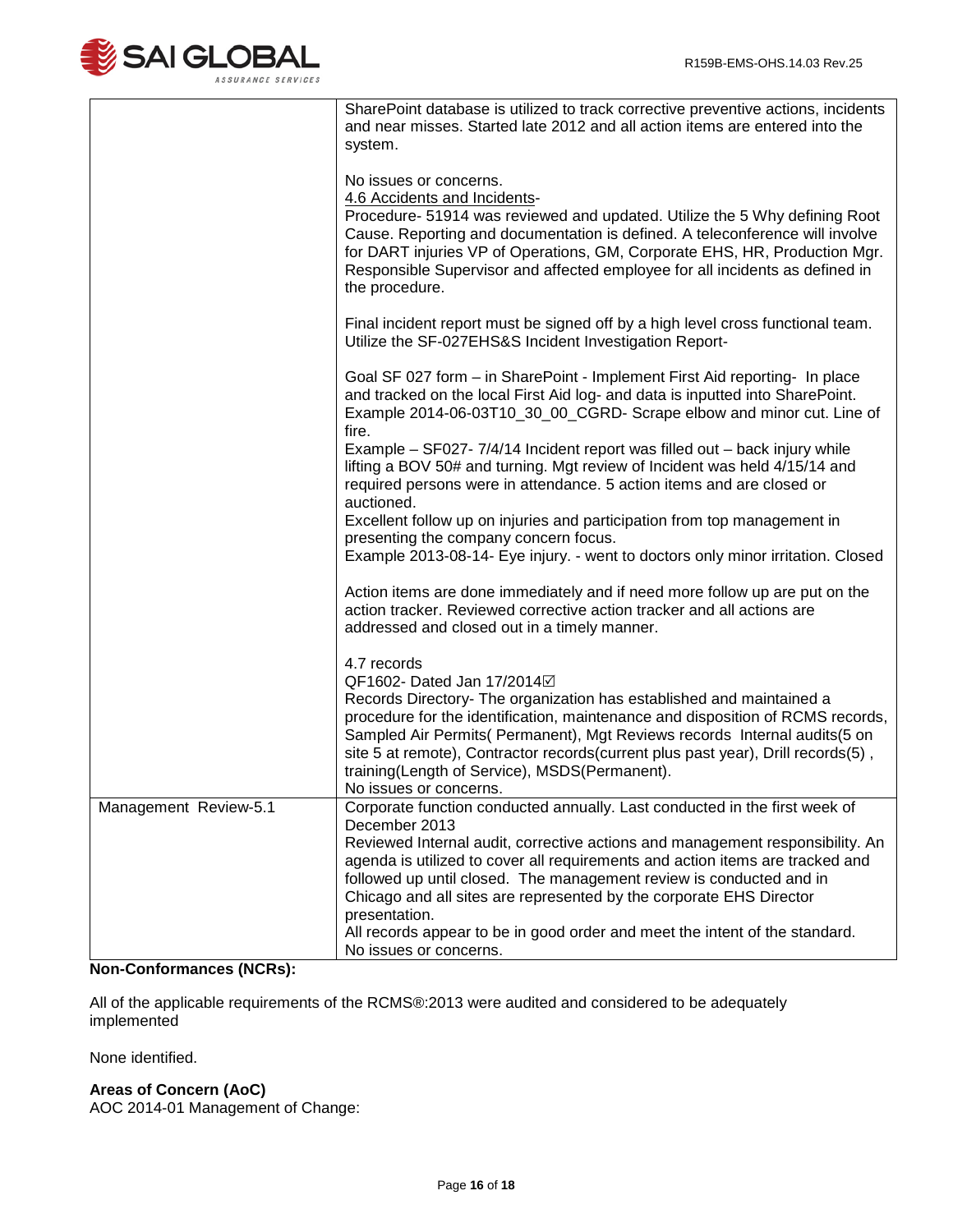| | |
|---|---|
| | SharePoint database is utilized to track corrective preventive actions, incidents and near misses. Started late 2012 and all action items are entered into the system.<br><br>No issues or concerns.<br>4.6 Accidents and Incidents-<br>Procedure- 51914 was reviewed and updated. Utilize the 5 Why defining Root Cause. Reporting and documentation is defined. A teleconference will involve for DART injuries VP of Operations, GM, Corporate EHS, HR, Production Mgr. Responsible Supervisor and affected employee for all incidents as defined in the procedure.<br><br>Final incident report must be signed off by a high level cross functional team. Utilize the SF-027EHS&S Incident Investigation Report-<br><br>Goal SF 027 form – in SharePoint - Implement First Aid reporting- In place and tracked on the local First Aid log- and data is inputted into SharePoint. Example 2014-06-03T10_30_00_CGRD- Scrape elbow and minor cut. Line of fire.<br>Example – SF027- 7/4/14 Incident report was filled out – back injury while lifting a BOV 50# and turning. Mgt review of Incident was held 4/15/14 and required persons were in attendance. 5 action items and are closed or auctioned.<br>Excellent follow up on injuries and participation from top management in presenting the company concern focus.<br>Example 2013-08-14- Eye injury. - went to doctors only minor irritation. Closed<br><br>Action items are done immediately and if need more follow up are put on the action tracker. Reviewed corrective action tracker and all actions are addressed and closed out in a timely manner.<br><br>4.7 records<br>QF1602- Dated Jan 17/2014☑<br>Records Directory- The organization has established and maintained a procedure for the identification, maintenance and disposition of RCMS records, Sampled Air Permits( Permanent), Mgt Reviews records Internal audits(5 on site 5 at remote), Contractor records(current plus past year), Drill records(5) , training(Length of Service), MSDS(Permanent).<br>No issues or concerns. |
| Management Review-5.1 | Corporate function conducted annually. Last conducted in the first week of December 2013<br>Reviewed Internal audit, corrective actions and management responsibility. An agenda is utilized to cover all requirements and action items are tracked and followed up until closed. The management review is conducted and in Chicago and all sites are represented by the corporate EHS Director presentation.<br>All records appear to be in good order and meet the intent of the standard.<br>No issues or concerns. |

**Non-Conformances (NCRs):**

All of the applicable requirements of the RCMS®:2013 were audited and considered to be adequately implemented

None identified.

**Areas of Concern (AoC)**

AOC 2014-01 Management of Change: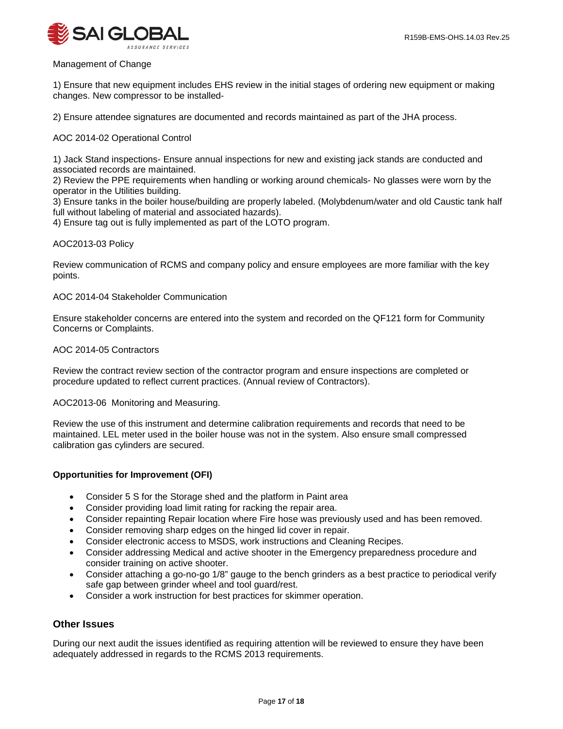Management of Change

1) Ensure that new equipment includes EHS review in the initial stages of ordering new equipment or making changes. New compressor to be installed-

2) Ensure attendee signatures are documented and records maintained as part of the JHA process.

AOC 2014-02 Operational Control

1) Jack Stand inspections- Ensure annual inspections for new and existing jack stands are conducted and associated records are maintained.
2) Review the PPE requirements when handling or working around chemicals- No glasses were worn by the operator in the Utilities building.
3) Ensure tanks in the boiler house/building are properly labeled. (Molybdenum/water and old Caustic tank half full without labeling of material and associated hazards).
4) Ensure tag out is fully implemented as part of the LOTO program.

AOC2013-03 Policy

Review communication of RCMS and company policy and ensure employees are more familiar with the key points.

AOC 2014-04 Stakeholder Communication

Ensure stakeholder concerns are entered into the system and recorded on the QF121 form for Community Concerns or Complaints.

AOC 2014-05 Contractors

Review the contract review section of the contractor program and ensure inspections are completed or procedure updated to reflect current practices. (Annual review of Contractors).

AOC2013-06 Monitoring and Measuring.

Review the use of this instrument and determine calibration requirements and records that need to be maintained. LEL meter used in the boiler house was not in the system. Also ensure small compressed calibration gas cylinders are secured.

**Opportunities for Improvement (OFI)**

- Consider 5 S for the Storage shed and the platform in Paint area
- Consider providing load limit rating for racking the repair area.
- Consider repainting Repair location where Fire hose was previously used and has been removed.
- Consider removing sharp edges on the hinged lid cover in repair.
- Consider electronic access to MSDS, work instructions and Cleaning Recipes.
- Consider addressing Medical and active shooter in the Emergency preparedness procedure and consider training on active shooter.
- Consider attaching a go-no-go 1/8" gauge to the bench grinders as a best practice to periodical verify safe gap between grinder wheel and tool guard/rest.
- Consider a work instruction for best practices for skimmer operation.

## Other Issues

During our next audit the issues identified as requiring attention will be reviewed to ensure they have been adequately addressed in regards to the RCMS 2013 requirements.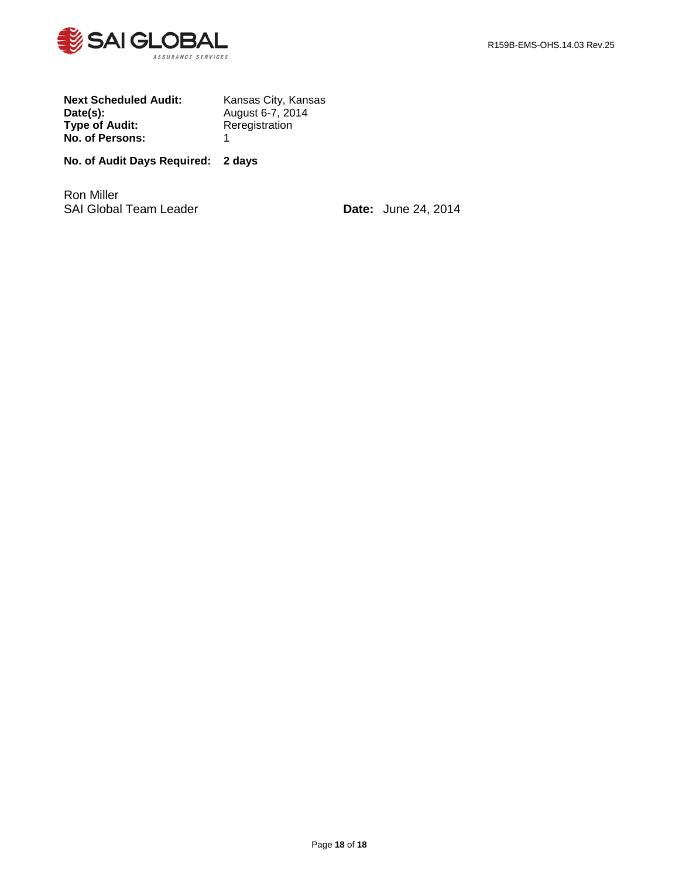| | |
|---|---|
| **Next Scheduled Audit:** | Kansas City, Kansas |
| **Date(s):** | August 6-7, 2014 |
| **Type of Audit:** | Reregistration |
| **No. of Persons:** | 1 |

**No. of Audit Days Required: 2 days**

Ron Miller
SAI Global Team Leader

**Date:** June 24, 2014